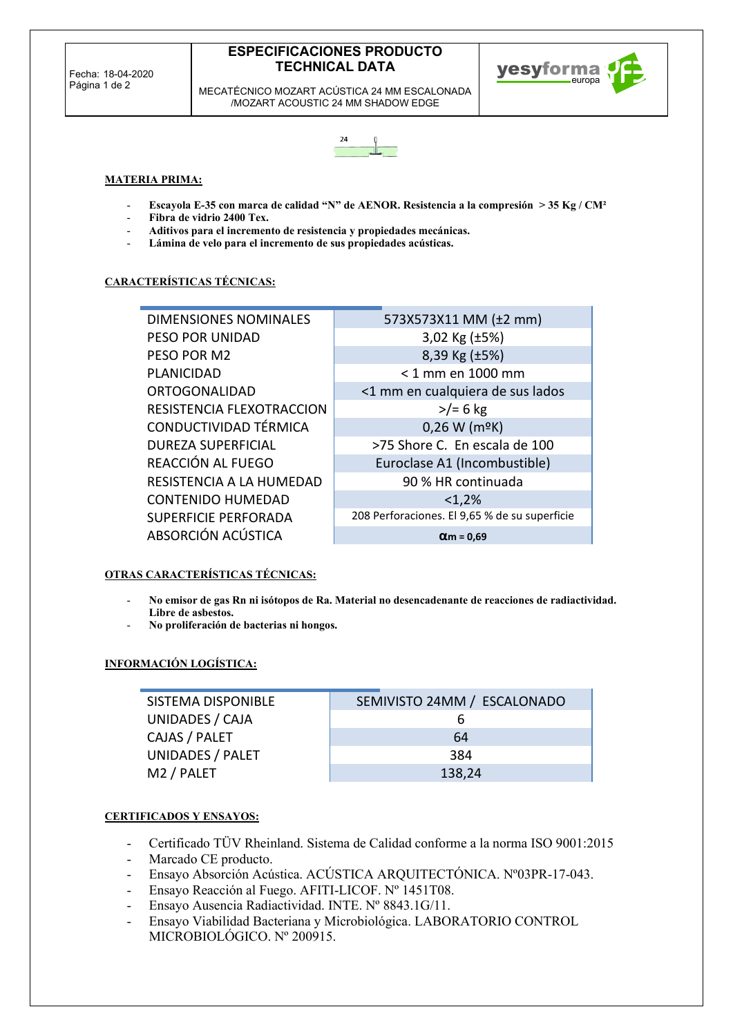Fecha: 18-04-2020
Página 1 de 2

# ESPECIFICACIONES PRODUCTO TECHNICAL DATA

MECATÉCNICO MOZART ACÚSTICA 24 MM ESCALONADA /MOZART ACOUSTIC 24 MM SHADOW EDGE

yesyforma europa

24

## MATERIA PRIMA:

- **Escayola E-35 con marca de calidad "N" de AENOR. Resistencia a la compresión > 35 Kg / CM²**
- **Fibra de vidrio 2400 Tex.**
- **Aditivos para el incremento de resistencia y propiedades mecánicas.**
- **Lámina de velo para el incremento de sus propiedades acústicas.**

## CARACTERÍSTICAS TÉCNICAS:

| | |
|---|---|
| DIMENSIONES NOMINALES | 573X573X11 MM (±2 mm) |
| PESO POR UNIDAD | 3,02 Kg (±5%) |
| PESO POR M2 | 8,39 Kg (±5%) |
| PLANICIDAD | < 1 mm en 1000 mm |
| ORTOGONALIDAD | <1 mm en cualquiera de sus lados |
| RESISTENCIA FLEXOTRACCION | >/= 6 kg |
| CONDUCTIVIDAD TÉRMICA | 0,26 W (mºK) |
| DUREZA SUPERFICIAL | >75 Shore C. En escala de 100 |
| REACCIÓN AL FUEGO | Euroclase A1 (Incombustible) |
| RESISTENCIA A LA HUMEDAD | 90 % HR continuada |
| CONTENIDO HUMEDAD | <1,2% |
| SUPERFICIE PERFORADA | 208 Perforaciones. El 9,65 % de su superficie |
| ABSORCIÓN ACÚSTICA | **$\alpha$m = 0,69** |

## OTRAS CARACTERÍSTICAS TÉCNICAS:

- **No emisor de gas Rn ni isótopos de Ra. Material no desencadenante de reacciones de radiactividad. Libre de asbestos.**
- **No proliferación de bacterias ni hongos.**

## INFORMACIÓN LOGÍSTICA:

| | |
|---|---|
| SISTEMA DISPONIBLE | SEMIVISTO 24MM / ESCALONADO |
| UNIDADES / CAJA | 6 |
| CAJAS / PALET | 64 |
| UNIDADES / PALET | 384 |
| M2 / PALET | 138,24 |

## CERTIFICADOS Y ENSAYOS:

- Certificado TÜV Rheinland. Sistema de Calidad conforme a la norma ISO 9001:2015
- Marcado CE producto.
- Ensayo Absorción Acústica. ACÚSTICA ARQUITECTÓNICA. Nº03PR-17-043.
- Ensayo Reacción al Fuego. AFITI-LICOF. Nº 1451T08.
- Ensayo Ausencia Radiactividad. INTE. Nº 8843.1G/11.
- Ensayo Viabilidad Bacteriana y Microbiológica. LABORATORIO CONTROL MICROBIOLÓGICO. Nº 200915.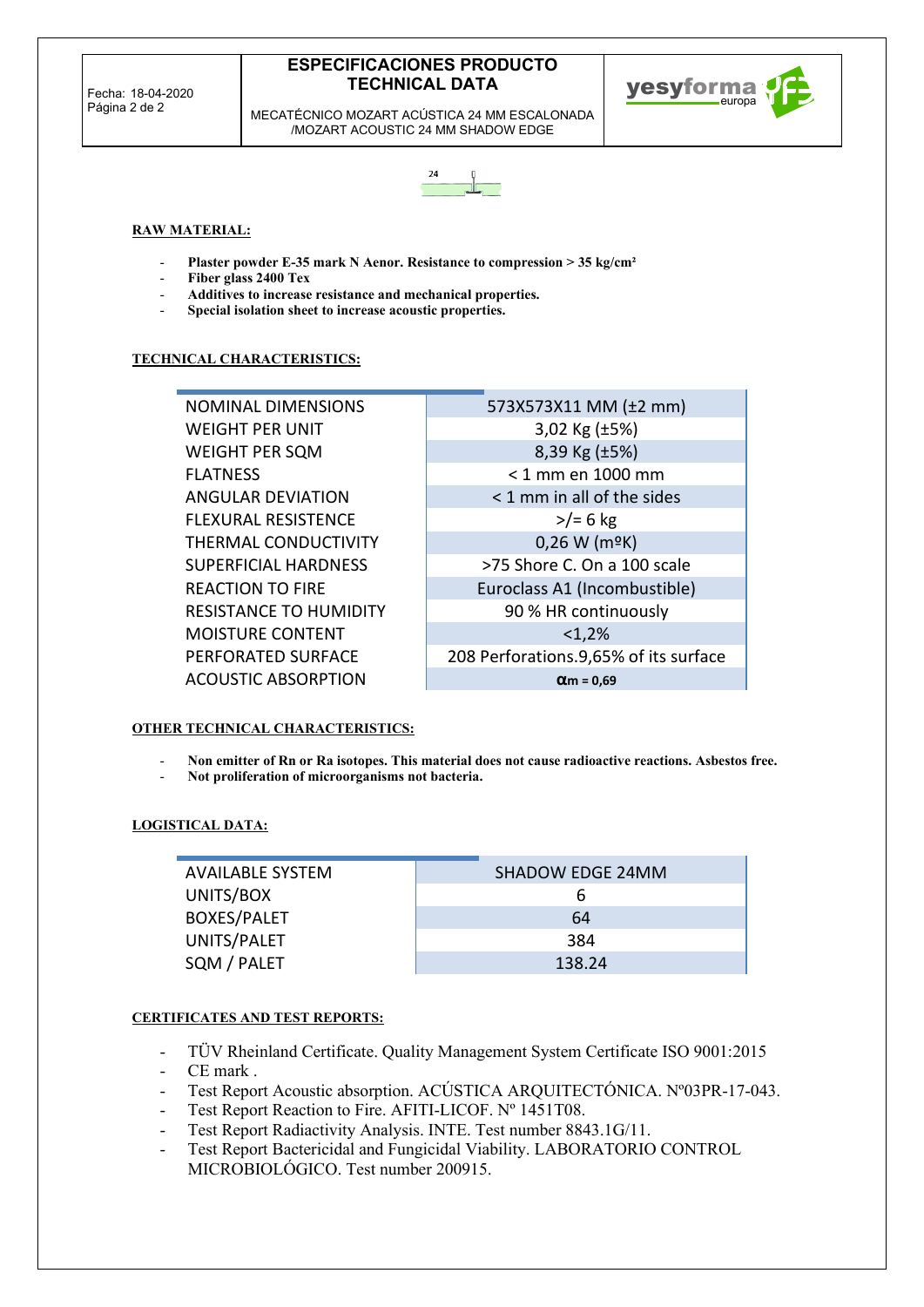# ESPECIFICACIONES PRODUCTO TECHNICAL DATA

MECATÉCNICO MOZART ACÚSTICA 24 MM ESCALONADA /MOZART ACOUSTIC 24 MM SHADOW EDGE

Fecha: 18-04-2020

**RAW MATERIAL:**

- **Plaster powder E-35 mark N Aenor. Resistance to compression > 35 kg/cm²**
- **Fiber glass 2400 Tex**
- **Additives to increase resistance and mechanical properties.**
- **Special isolation sheet to increase acoustic properties.**

**TECHNICAL CHARACTERISTICS:**

| | |
|---|---|
| NOMINAL DIMENSIONS | 573X573X11 MM (±2 mm) |
| WEIGHT PER UNIT | 3,02 Kg (±5%) |
| WEIGHT PER SQM | 8,39 Kg (±5%) |
| FLATNESS | < 1 mm en 1000 mm |
| ANGULAR DEVIATION | < 1 mm in all of the sides |
| FLEXURAL RESISTENCE | >/= 6 kg |
| THERMAL CONDUCTIVITY | 0,26 W (mºK) |
| SUPERFICIAL HARDNESS | >75 Shore C. On a 100 scale |
| REACTION TO FIRE | Euroclass A1 (Incombustible) |
| RESISTANCE TO HUMIDITY | 90 % HR continuously |
| MOISTURE CONTENT | <1,2% |
| PERFORATED SURFACE | 208 Perforations.9,65% of its surface |
| ACOUSTIC ABSORPTION | $\alpha_m$ = 0,69 |

**OTHER TECHNICAL CHARACTERISTICS:**

- **Non emitter of Rn or Ra isotopes. This material does not cause radioactive reactions. Asbestos free.**
- **Not proliferation of microorganisms not bacteria.**

**LOGISTICAL DATA:**

| | |
|---|---|
| AVAILABLE SYSTEM | SHADOW EDGE 24MM |
| UNITS/BOX | 6 |
| BOXES/PALET | 64 |
| UNITS/PALET | 384 |
| SQM / PALET | 138.24 |

**CERTIFICATES AND TEST REPORTS:**

- TÜV Rheinland Certificate. Quality Management System Certificate ISO 9001:2015
- CE mark .
- Test Report Acoustic absorption. ACÚSTICA ARQUITECTÓNICA. Nº03PR-17-043.
- Test Report Reaction to Fire. AFITI-LICOF. Nº 1451T08.
- Test Report Radiactivity Analysis. INTE. Test number 8843.1G/11.
- Test Report Bactericidal and Fungicidal Viability. LABORATORIO CONTROL MICROBIOLÓGICO. Test number 200915.